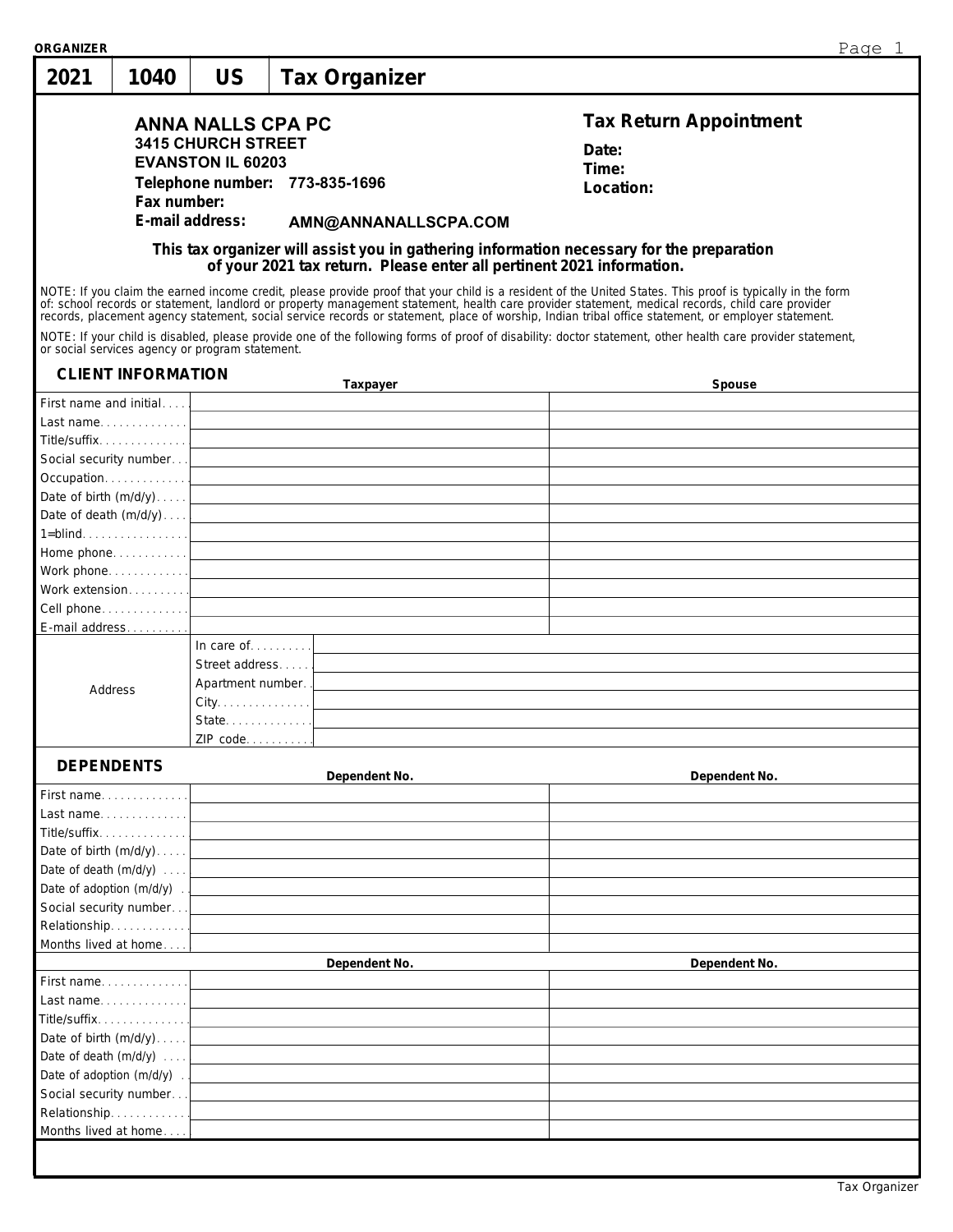ORGANIZER

# 2021 | 1040 | US | Tax Organizer

**ANNA NALLS CPA PC**
**3415 CHURCH STREET**
**EVANSTON IL 60203**
**Telephone number: 773-835-1696**
**Fax number:**
**E-mail address: AMN@ANNANALLSCPA.COM**

## Tax Return Appointment

**Date:**
**Time:**
**Location:**

**This tax organizer will assist you in gathering information necessary for the preparation of your 2021 tax return. Please enter all pertinent 2021 information.**

NOTE: If you claim the earned income credit, please provide proof that your child is a resident of the United States. This proof is typically in the form of: school records or statement, landlord or property management statement, health care provider statement, medical records, child care provider records, placement agency statement, social service records or statement, place of worship, Indian tribal office statement, or employer statement.

NOTE: If your child is disabled, please provide one of the following forms of proof of disability: doctor statement, other health care provider statement, or social services agency or program statement.

## CLIENT INFORMATION

| | Taxpayer | Spouse |
|---|---|---|
| First name and initial | | |
| Last name | | |
| Title/suffix | | |
| Social security number | | |
| Occupation | | |
| Date of birth (m/d/y) | | |
| Date of death (m/d/y) | | |
| 1=blind | | |
| Home phone | | |
| Work phone | | |
| Work extension | | |
| Cell phone | | |
| E-mail address | | |

| Address | |
|---|---|
| In care of | |
| Street address | |
| Apartment number | |
| City | |
| State | |
| ZIP code | |

## DEPENDENTS

| | Dependent No. | Dependent No. |
|---|---|---|
| First name | | |
| Last name | | |
| Title/suffix | | |
| Date of birth (m/d/y) | | |
| Date of death (m/d/y) | | |
| Date of adoption (m/d/y) | | |
| Social security number | | |
| Relationship | | |
| Months lived at home | | |

| | Dependent No. | Dependent No. |
|---|---|---|
| First name | | |
| Last name | | |
| Title/suffix | | |
| Date of birth (m/d/y) | | |
| Date of death (m/d/y) | | |
| Date of adoption (m/d/y) | | |
| Social security number | | |
| Relationship | | |
| Months lived at home | | |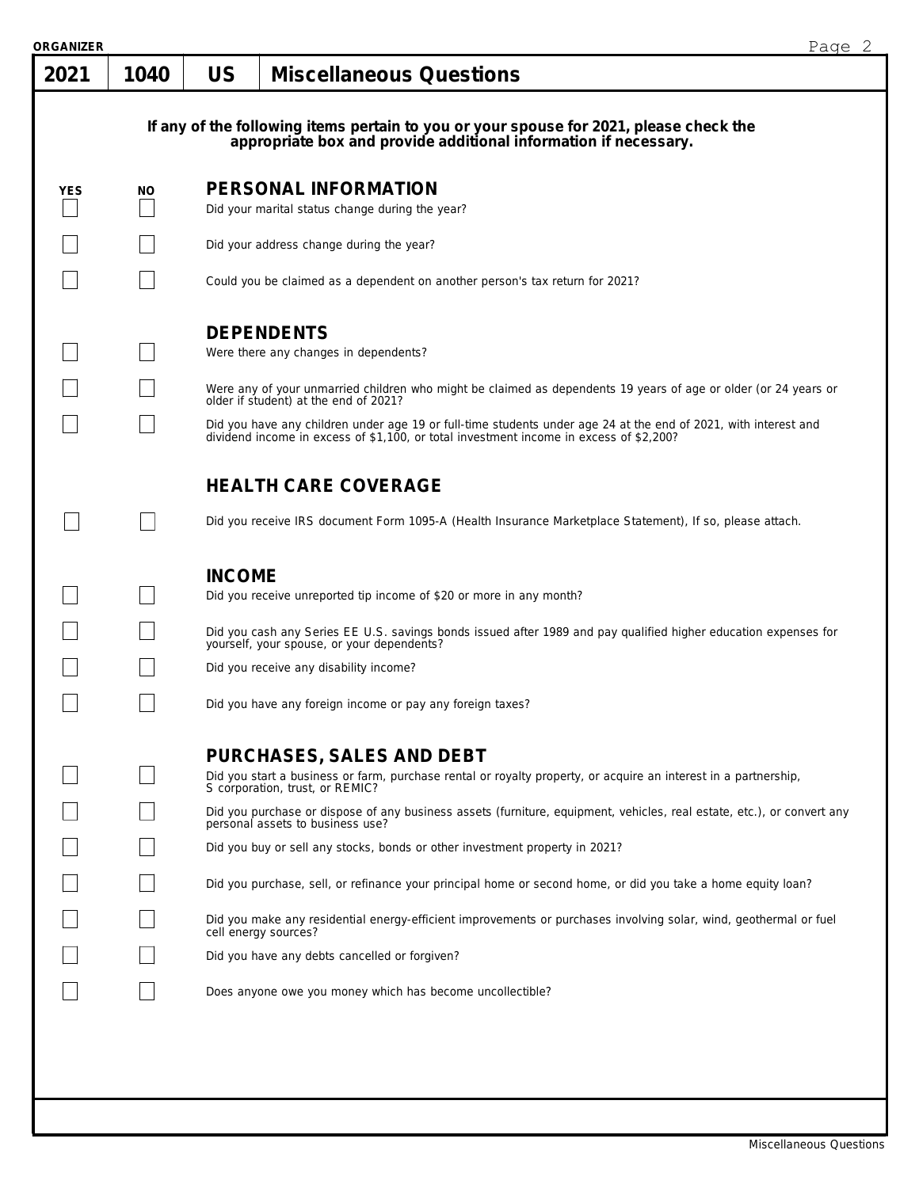ORGANIZER

| 2021 | 1040 | US | Miscellaneous Questions |
|---|---|---|---|

**If any of the following items pertain to you or your spouse for 2021, please check the appropriate box and provide additional information if necessary.**

| YES | NO | |
|---|---|---|
| | | **PERSONAL INFORMATION** |
| ☐ | ☐ | Did your marital status change during the year? |
| ☐ | ☐ | Did your address change during the year? |
| ☐ | ☐ | Could you be claimed as a dependent on another person's tax return for 2021? |
| | | **DEPENDENTS** |
| ☐ | ☐ | Were there any changes in dependents? |
| ☐ | ☐ | Were any of your unmarried children who might be claimed as dependents 19 years of age or older (or 24 years or older if student) at the end of 2021? |
| ☐ | ☐ | Did you have any children under age 19 or full-time students under age 24 at the end of 2021, with interest and dividend income in excess of $1,100, or total investment income in excess of $2,200? |
| | | **HEALTH CARE COVERAGE** |
| ☐ | ☐ | Did you receive IRS document Form 1095-A (Health Insurance Marketplace Statement), If so, please attach. |
| | | **INCOME** |
| ☐ | ☐ | Did you receive unreported tip income of $20 or more in any month? |
| ☐ | ☐ | Did you cash any Series EE U.S. savings bonds issued after 1989 and pay qualified higher education expenses for yourself, your spouse, or your dependents? |
| ☐ | ☐ | Did you receive any disability income? |
| ☐ | ☐ | Did you have any foreign income or pay any foreign taxes? |
| | | **PURCHASES, SALES AND DEBT** |
| ☐ | ☐ | Did you start a business or farm, purchase rental or royalty property, or acquire an interest in a partnership, S corporation, trust, or REMIC? |
| ☐ | ☐ | Did you purchase or dispose of any business assets (furniture, equipment, vehicles, real estate, etc.), or convert any personal assets to business use? |
| ☐ | ☐ | Did you buy or sell any stocks, bonds or other investment property in 2021? |
| ☐ | ☐ | Did you purchase, sell, or refinance your principal home or second home, or did you take a home equity loan? |
| ☐ | ☐ | Did you make any residential energy-efficient improvements or purchases involving solar, wind, geothermal or fuel cell energy sources? |
| ☐ | ☐ | Did you have any debts cancelled or forgiven? |
| ☐ | ☐ | Does anyone owe you money which has become uncollectible? |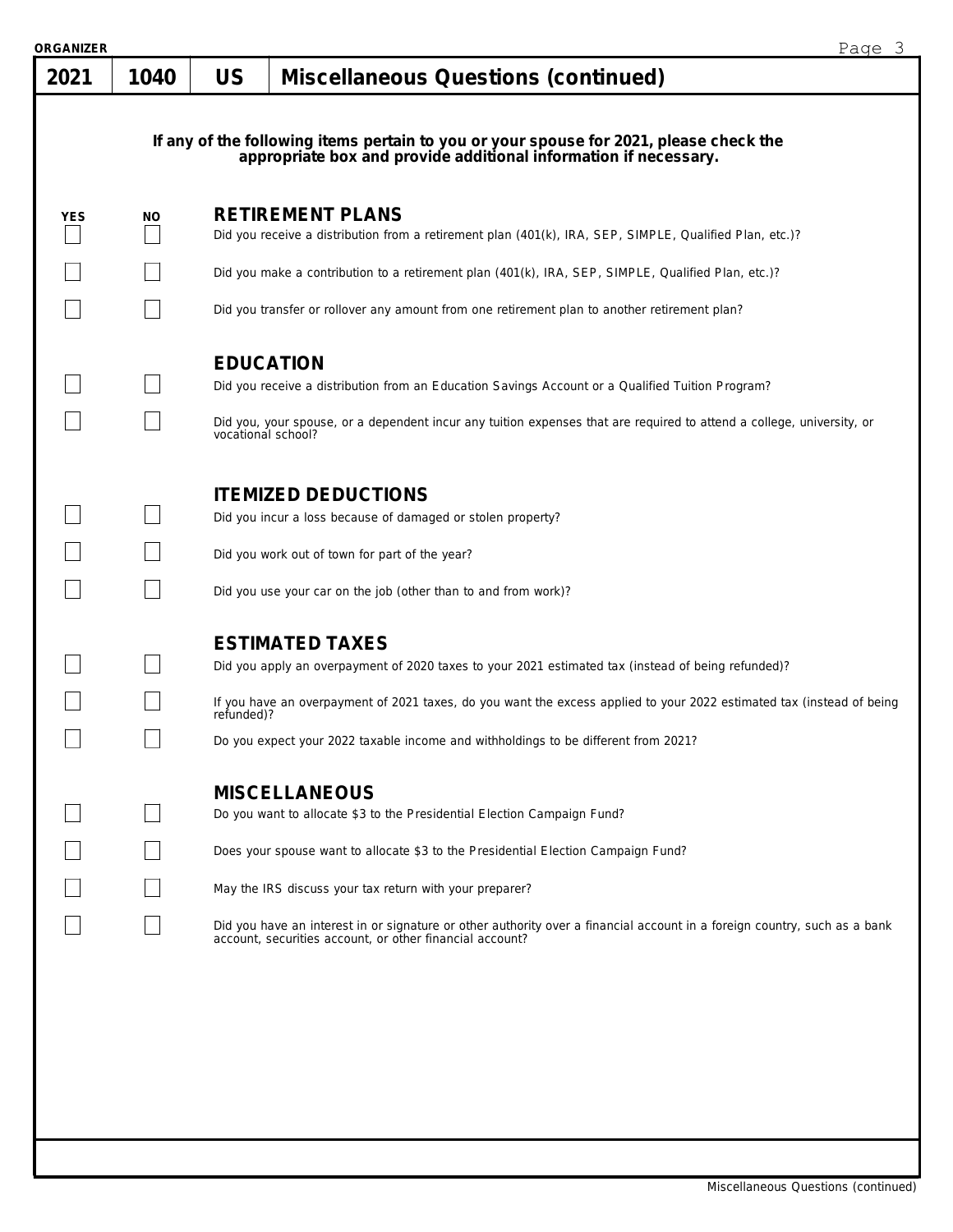| 2021 | 1040 | US | Miscellaneous Questions (continued) |
|---|---|---|---|

**If any of the following items pertain to you or your spouse for 2021, please check the appropriate box and provide additional information if necessary.**

| YES | NO | |
|---|---|---|
| | | **RETIREMENT PLANS** |
| ☐ | ☐ | Did you receive a distribution from a retirement plan (401(k), IRA, SEP, SIMPLE, Qualified Plan, etc.)? |
| ☐ | ☐ | Did you make a contribution to a retirement plan (401(k), IRA, SEP, SIMPLE, Qualified Plan, etc.)? |
| ☐ | ☐ | Did you transfer or rollover any amount from one retirement plan to another retirement plan? |
| | | **EDUCATION** |
| ☐ | ☐ | Did you receive a distribution from an Education Savings Account or a Qualified Tuition Program? |
| ☐ | ☐ | Did you, your spouse, or a dependent incur any tuition expenses that are required to attend a college, university, or vocational school? |
| | | **ITEMIZED DEDUCTIONS** |
| ☐ | ☐ | Did you incur a loss because of damaged or stolen property? |
| ☐ | ☐ | Did you work out of town for part of the year? |
| ☐ | ☐ | Did you use your car on the job (other than to and from work)? |
| | | **ESTIMATED TAXES** |
| ☐ | ☐ | Did you apply an overpayment of 2020 taxes to your 2021 estimated tax (instead of being refunded)? |
| ☐ | ☐ | If you have an overpayment of 2021 taxes, do you want the excess applied to your 2022 estimated tax (instead of being refunded)? |
| ☐ | ☐ | Do you expect your 2022 taxable income and withholdings to be different from 2021? |
| | | **MISCELLANEOUS** |
| ☐ | ☐ | Do you want to allocate $3 to the Presidential Election Campaign Fund? |
| ☐ | ☐ | Does your spouse want to allocate $3 to the Presidential Election Campaign Fund? |
| ☐ | ☐ | May the IRS discuss your tax return with your preparer? |
| ☐ | ☐ | Did you have an interest in or signature or other authority over a financial account in a foreign country, such as a bank account, securities account, or other financial account? |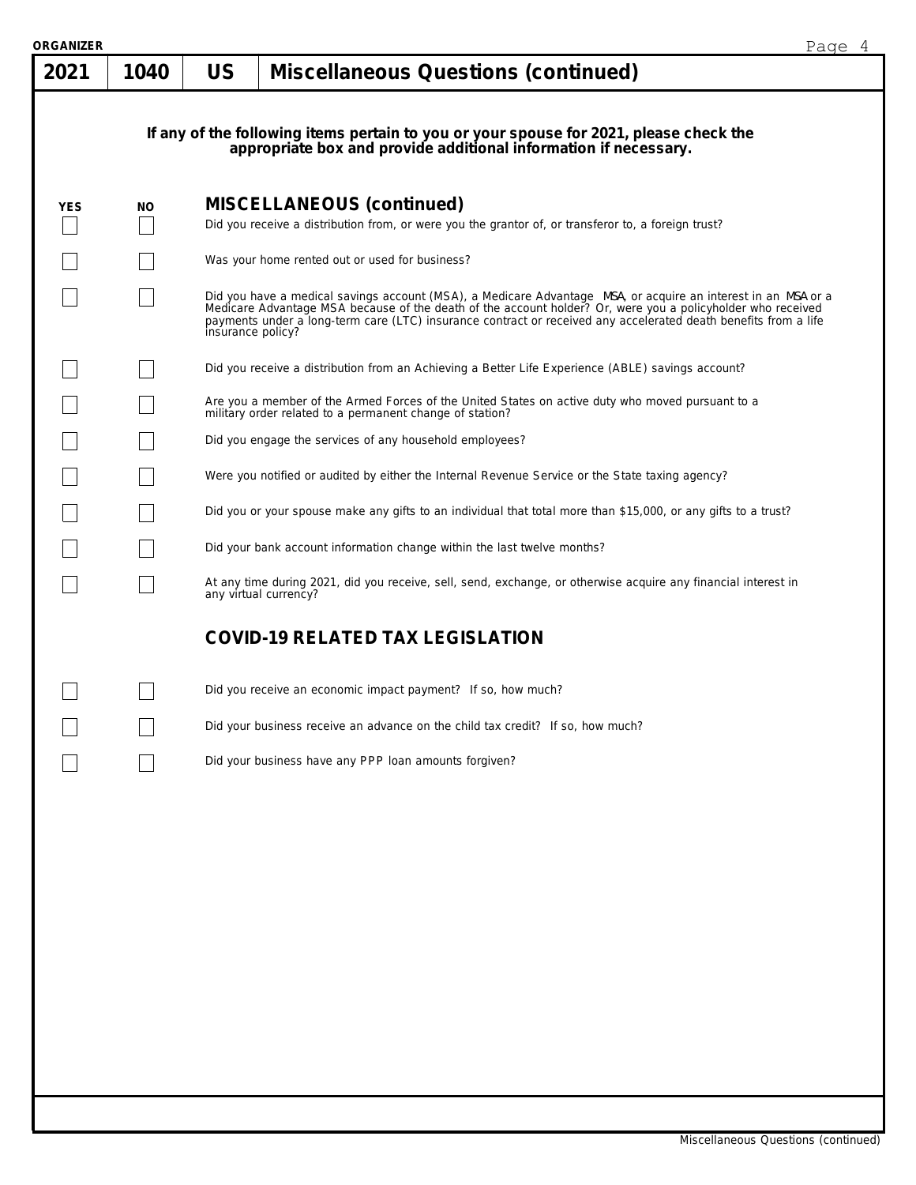ORGANIZER

# 2021 | 1040 | US | Miscellaneous Questions (continued)

**If any of the following items pertain to you or your spouse for 2021, please check the appropriate box and provide additional information if necessary.**

| YES | NO | MISCELLANEOUS (continued) |
|---|---|---|
| ☐ | ☐ | Did you receive a distribution from, or were you the grantor of, or transferor to, a foreign trust? |
| ☐ | ☐ | Was your home rented out or used for business? |
| ☐ | ☐ | Did you have a medical savings account (MSA), a Medicare Advantage MSA, or acquire an interest in an MSA or a Medicare Advantage MSA because of the death of the account holder? Or, were you a policyholder who received payments under a long-term care (LTC) insurance contract or received any accelerated death benefits from a life insurance policy? |
| ☐ | ☐ | Did you receive a distribution from an Achieving a Better Life Experience (ABLE) savings account? |
| ☐ | ☐ | Are you a member of the Armed Forces of the United States on active duty who moved pursuant to a military order related to a permanent change of station? |
| ☐ | ☐ | Did you engage the services of any household employees? |
| ☐ | ☐ | Were you notified or audited by either the Internal Revenue Service or the State taxing agency? |
| ☐ | ☐ | Did you or your spouse make any gifts to an individual that total more than $15,000, or any gifts to a trust? |
| ☐ | ☐ | Did your bank account information change within the last twelve months? |
| ☐ | ☐ | At any time during 2021, did you receive, sell, send, exchange, or otherwise acquire any financial interest in any virtual currency? |

## COVID-19 RELATED TAX LEGISLATION

| YES | NO | |
|---|---|---|
| ☐ | ☐ | Did you receive an economic impact payment? If so, how much? |
| ☐ | ☐ | Did your business receive an advance on the child tax credit? If so, how much? |
| ☐ | ☐ | Did your business have any PPP loan amounts forgiven? |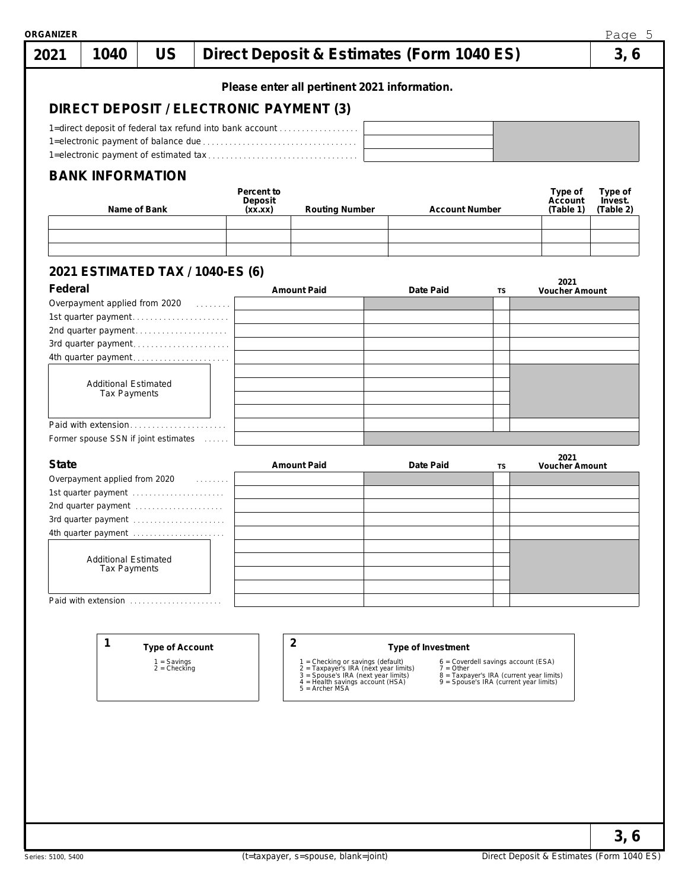ORGANIZER

| 2021 | 1040 | US | Direct Deposit & Estimates (Form 1040 ES) | 3, 6 |
|---|---|---|---|---|

**Please enter all pertinent 2021 information.**

## DIRECT DEPOSIT / ELECTRONIC PAYMENT (3)

| | |
|---|---|
| 1=direct deposit of federal tax refund into bank account | |
| 1=electronic payment of balance due | |
| 1=electronic payment of estimated tax | |

## BANK INFORMATION

| Name of Bank | Percent to Deposit (xx.xx) | Routing Number | Account Number | Type of Account (Table 1) | Type of Invest. (Table 2) |
|---|---|---|---|---|---|
| | | | | | |
| | | | | | |
| | | | | | |

## 2021 ESTIMATED TAX / 1040-ES (6)

| Federal | Amount Paid | Date Paid | TS | 2021 Voucher Amount |
|---|---|---|---|---|
| Overpayment applied from 2020 | | | | |
| 1st quarter payment | | | | |
| 2nd quarter payment | | | | |
| 3rd quarter payment | | | | |
| 4th quarter payment | | | | |
| Additional Estimated Tax Payments | | | | |
| | | | | |
| | | | | |
| | | | | |
| Paid with extension | | | | |
| Former spouse SSN if joint estimates | | | | |

| State | Amount Paid | Date Paid | TS | 2021 Voucher Amount |
|---|---|---|---|---|
| Overpayment applied from 2020 | | | | |
| 1st quarter payment | | | | |
| 2nd quarter payment | | | | |
| 3rd quarter payment | | | | |
| 4th quarter payment | | | | |
| Additional Estimated Tax Payments | | | | |
| | | | | |
| | | | | |
| | | | | |
| Paid with extension | | | | |

**1 Type of Account**

1 = Savings
2 = Checking

**2 Type of Investment**

1 = Checking or savings (default)
2 = Taxpayer's IRA (next year limits)
3 = Spouse's IRA (next year limits)
4 = Health savings account (HSA)
5 = Archer MSA
6 = Coverdell savings account (ESA)
7 = Other
8 = Taxpayer's IRA (current year limits)
9 = Spouse's IRA (current year limits)

Series: 5100, 5400

(t=taxpayer, s=spouse, blank=joint)

Direct Deposit & Estimates (Form 1040 ES)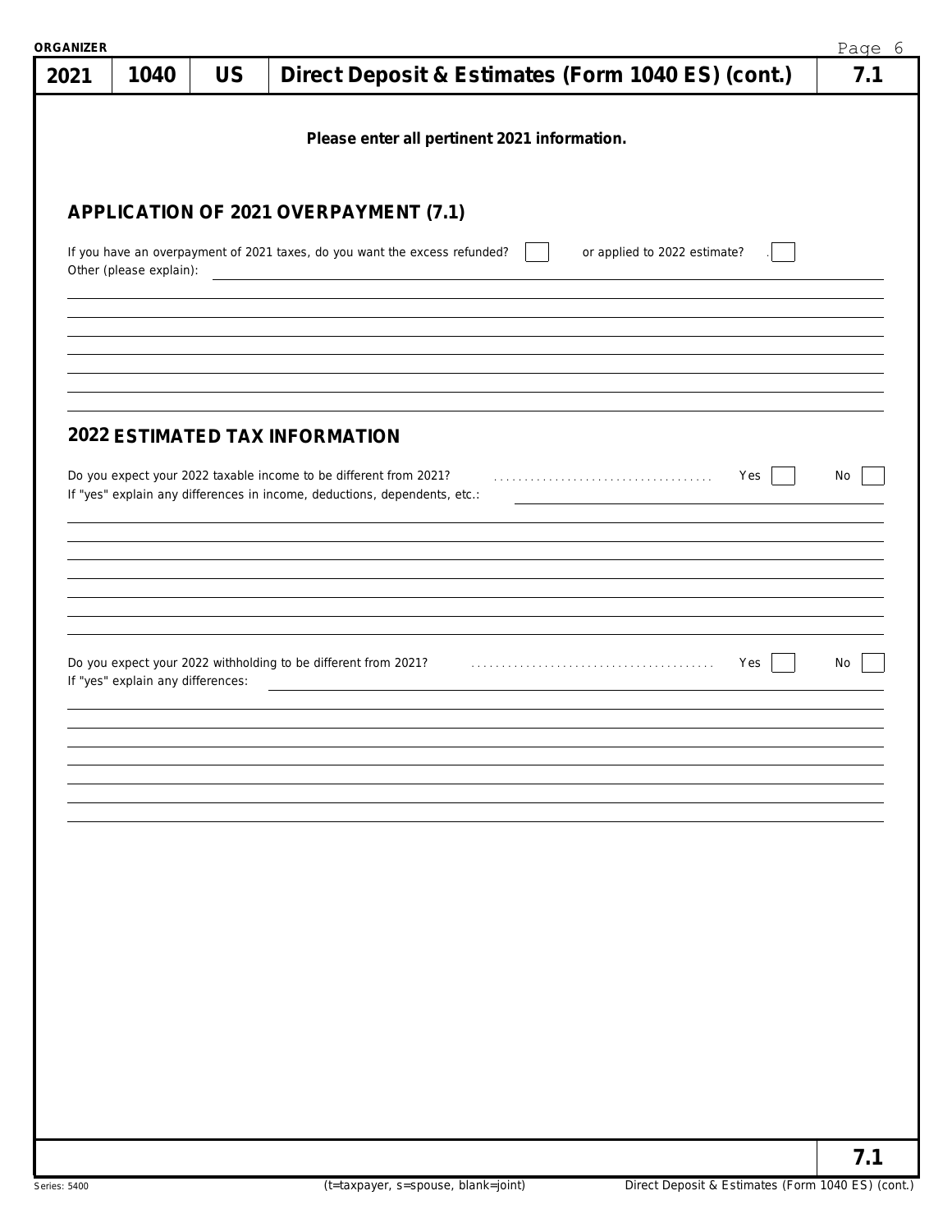| 2021 | 1040 | US | Direct Deposit & Estimates (Form 1040 ES) (cont.) | 7.1 |
|---|---|---|---|---|

**Please enter all pertinent 2021 information.**

## APPLICATION OF 2021 OVERPAYMENT (7.1)

If you have an overpayment of 2021 taxes, do you want the excess refunded? [ ] or applied to 2022 estimate? [ ]

Other (please explain): ______________________________________________

## 2022 ESTIMATED TAX INFORMATION

Do you expect your 2022 taxable income to be different from 2021? .................................... Yes [ ] No [ ]

If "yes" explain any differences in income, deductions, dependents, etc.: ______________________________________________

Do you expect your 2022 withholding to be different from 2021? .................................... Yes [ ] No [ ]

If "yes" explain any differences: ______________________________________________

7.1

(t=taxpayer, s=spouse, blank=joint)